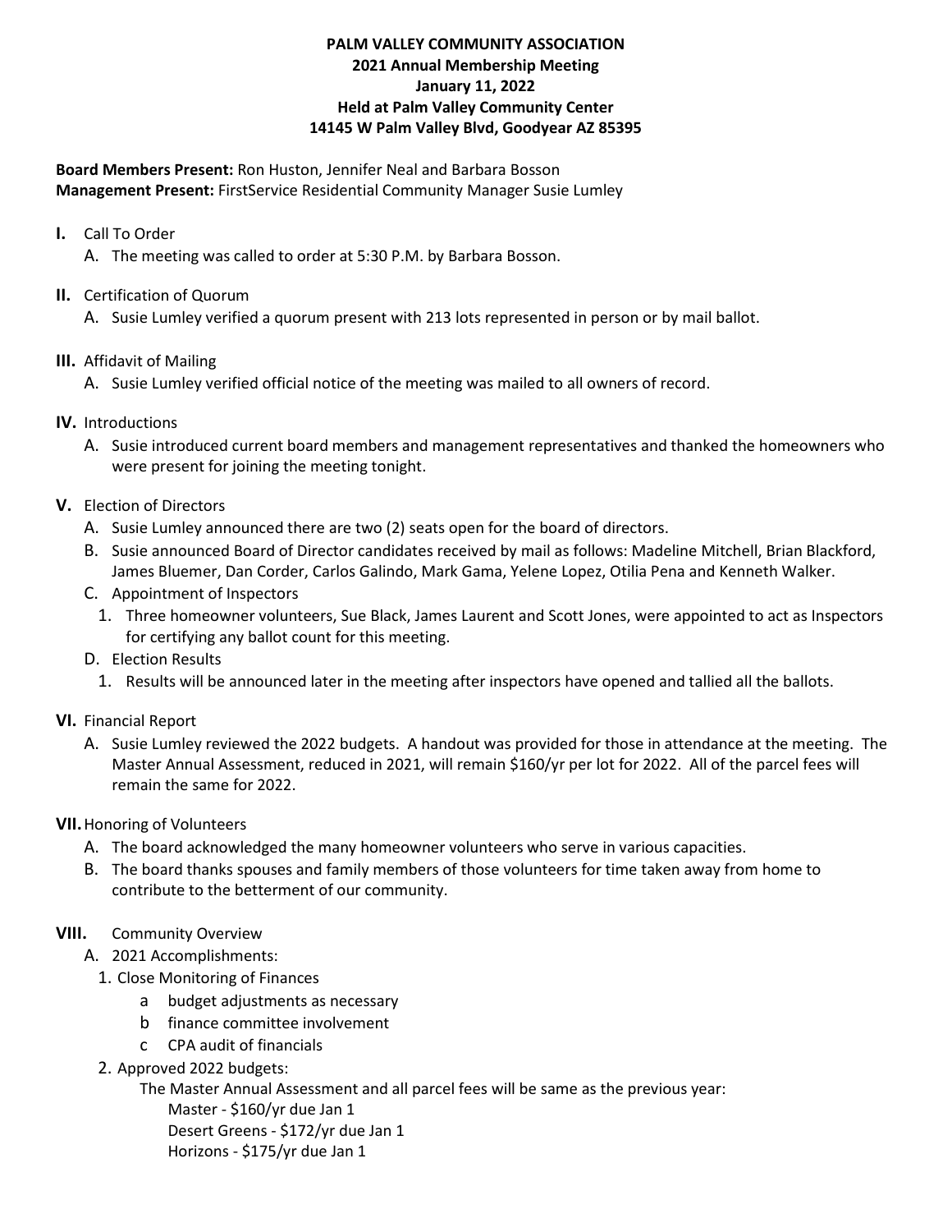**PALM VALLEY COMMUNITY ASSOCIATION**
**2021 Annual Membership Meeting**
**January 11, 2022**
**Held at Palm Valley Community Center**
**14145 W Palm Valley Blvd, Goodyear AZ 85395**

**Board Members Present:** Ron Huston, Jennifer Neal and Barbara Bosson
**Management Present:** FirstService Residential Community Manager Susie Lumley

**I.** Call To Order

A. The meeting was called to order at 5:30 P.M. by Barbara Bosson.

**II.** Certification of Quorum

A. Susie Lumley verified a quorum present with 213 lots represented in person or by mail ballot.

**III.** Affidavit of Mailing

A. Susie Lumley verified official notice of the meeting was mailed to all owners of record.

**IV.** Introductions

A. Susie introduced current board members and management representatives and thanked the homeowners who were present for joining the meeting tonight.

**V.** Election of Directors

A. Susie Lumley announced there are two (2) seats open for the board of directors.

B. Susie announced Board of Director candidates received by mail as follows: Madeline Mitchell, Brian Blackford, James Bluemer, Dan Corder, Carlos Galindo, Mark Gama, Yelene Lopez, Otilia Pena and Kenneth Walker.

C. Appointment of Inspectors

1. Three homeowner volunteers, Sue Black, James Laurent and Scott Jones, were appointed to act as Inspectors for certifying any ballot count for this meeting.

D. Election Results

1. Results will be announced later in the meeting after inspectors have opened and tallied all the ballots.

**VI.** Financial Report

A. Susie Lumley reviewed the 2022 budgets. A handout was provided for those in attendance at the meeting. The Master Annual Assessment, reduced in 2021, will remain $160/yr per lot for 2022. All of the parcel fees will remain the same for 2022.

**VII.** Honoring of Volunteers

A. The board acknowledged the many homeowner volunteers who serve in various capacities.

B. The board thanks spouses and family members of those volunteers for time taken away from home to contribute to the betterment of our community.

**VIII.** Community Overview

A. 2021 Accomplishments:

1. Close Monitoring of Finances
   a. budget adjustments as necessary
   b. finance committee involvement
   c. CPA audit of financials

2. Approved 2022 budgets:

   The Master Annual Assessment and all parcel fees will be same as the previous year:

   Master - $160/yr due Jan 1
   Desert Greens - $172/yr due Jan 1
   Horizons - $175/yr due Jan 1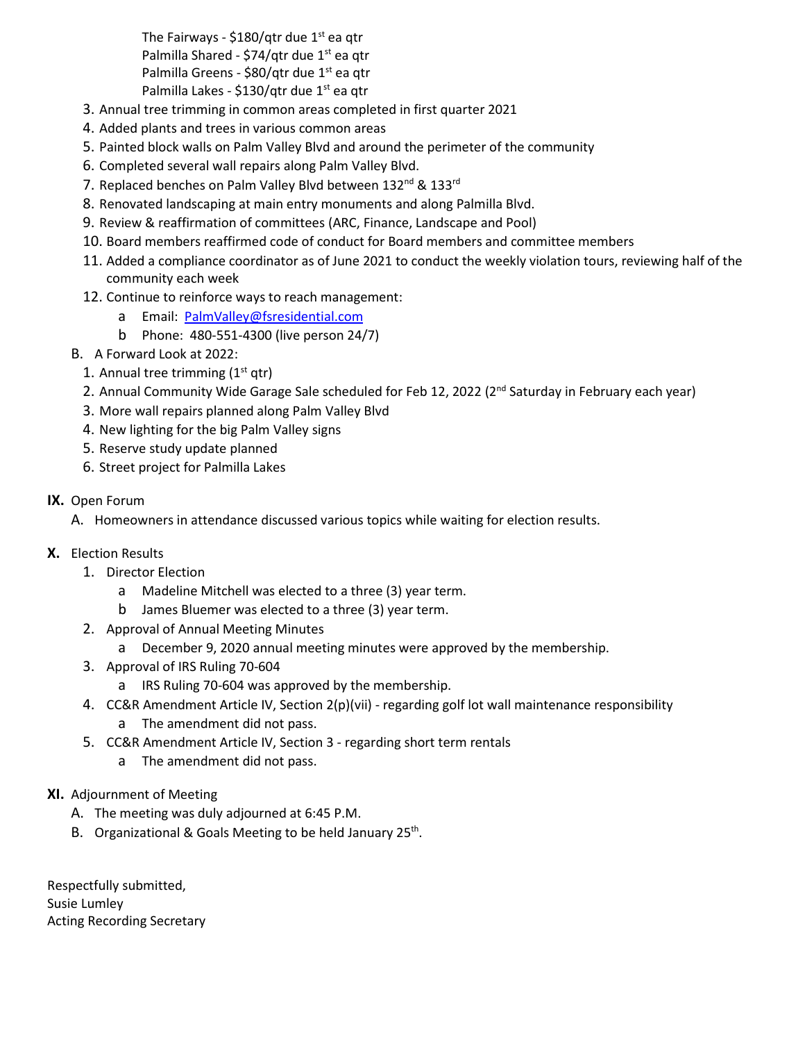The Fairways - $180/qtr due 1st ea qtr
Palmilla Shared - $74/qtr due 1st ea qtr
Palmilla Greens - $80/qtr due 1st ea qtr
Palmilla Lakes - $130/qtr due 1st ea qtr

3. Annual tree trimming in common areas completed in first quarter 2021
4. Added plants and trees in various common areas
5. Painted block walls on Palm Valley Blvd and around the perimeter of the community
6. Completed several wall repairs along Palm Valley Blvd.
7. Replaced benches on Palm Valley Blvd between 132nd & 133rd
8. Renovated landscaping at main entry monuments and along Palmilla Blvd.
9. Review & reaffirmation of committees (ARC, Finance, Landscape and Pool)
10. Board members reaffirmed code of conduct for Board members and committee members
11. Added a compliance coordinator as of June 2021 to conduct the weekly violation tours, reviewing half of the community each week
12. Continue to reinforce ways to reach management:
    a. Email: PalmValley@fsresidential.com
    b. Phone: 480-551-4300 (live person 24/7)

B. A Forward Look at 2022:

1. Annual tree trimming (1st qtr)
2. Annual Community Wide Garage Sale scheduled for Feb 12, 2022 (2nd Saturday in February each year)
3. More wall repairs planned along Palm Valley Blvd
4. New lighting for the big Palm Valley signs
5. Reserve study update planned
6. Street project for Palmilla Lakes

**IX.** Open Forum

A. Homeowners in attendance discussed various topics while waiting for election results.

**X.** Election Results

1. Director Election
    a. Madeline Mitchell was elected to a three (3) year term.
    b. James Bluemer was elected to a three (3) year term.
2. Approval of Annual Meeting Minutes
    a. December 9, 2020 annual meeting minutes were approved by the membership.
3. Approval of IRS Ruling 70-604
    a. IRS Ruling 70-604 was approved by the membership.
4. CC&R Amendment Article IV, Section 2(p)(vii) - regarding golf lot wall maintenance responsibility
    a. The amendment did not pass.
5. CC&R Amendment Article IV, Section 3 - regarding short term rentals
    a. The amendment did not pass.

**XI.** Adjournment of Meeting

A. The meeting was duly adjourned at 6:45 P.M.
B. Organizational & Goals Meeting to be held January 25th.

Respectfully submitted,
Susie Lumley
Acting Recording Secretary